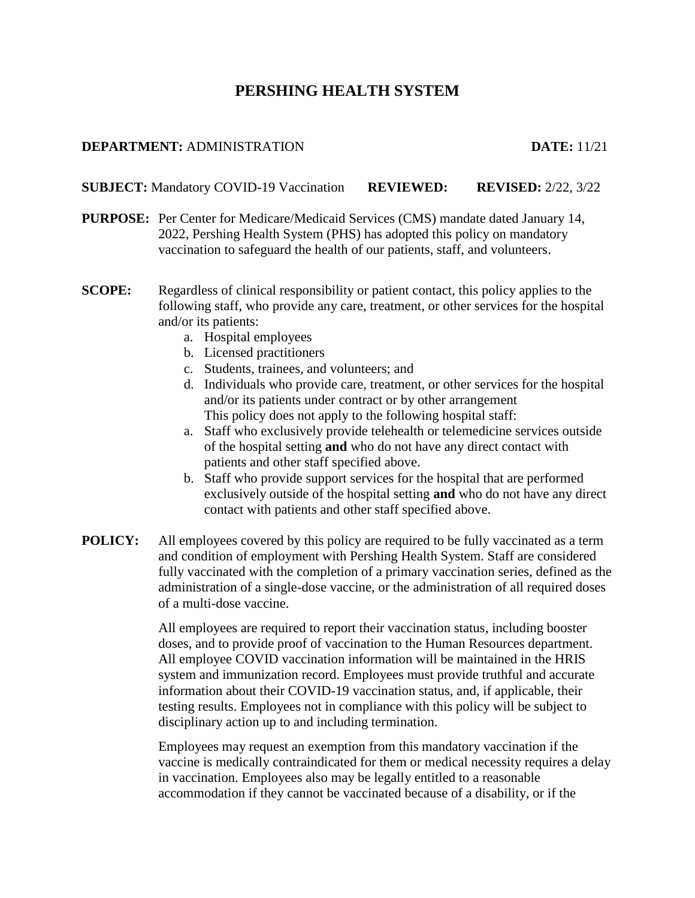# PERSHING HEALTH SYSTEM

**DEPARTMENT:** ADMINISTRATION **DATE:** 11/21

**SUBJECT:** Mandatory COVID-19 Vaccination **REVIEWED:** **REVISED:** 2/22, 3/22

**PURPOSE:** Per Center for Medicare/Medicaid Services (CMS) mandate dated January 14, 2022, Pershing Health System (PHS) has adopted this policy on mandatory vaccination to safeguard the health of our patients, staff, and volunteers.

**SCOPE:** Regardless of clinical responsibility or patient contact, this policy applies to the following staff, who provide any care, treatment, or other services for the hospital and/or its patients:

a. Hospital employees
b. Licensed practitioners
c. Students, trainees, and volunteers; and
d. Individuals who provide care, treatment, or other services for the hospital and/or its patients under contract or by other arrangement

This policy does not apply to the following hospital staff:

a. Staff who exclusively provide telehealth or telemedicine services outside of the hospital setting **and** who do not have any direct contact with patients and other staff specified above.
b. Staff who provide support services for the hospital that are performed exclusively outside of the hospital setting **and** who do not have any direct contact with patients and other staff specified above.

**POLICY:** All employees covered by this policy are required to be fully vaccinated as a term and condition of employment with Pershing Health System. Staff are considered fully vaccinated with the completion of a primary vaccination series, defined as the administration of a single-dose vaccine, or the administration of all required doses of a multi-dose vaccine.

All employees are required to report their vaccination status, including booster doses, and to provide proof of vaccination to the Human Resources department. All employee COVID vaccination information will be maintained in the HRIS system and immunization record. Employees must provide truthful and accurate information about their COVID-19 vaccination status, and, if applicable, their testing results. Employees not in compliance with this policy will be subject to disciplinary action up to and including termination.

Employees may request an exemption from this mandatory vaccination if the vaccine is medically contraindicated for them or medical necessity requires a delay in vaccination. Employees also may be legally entitled to a reasonable accommodation if they cannot be vaccinated because of a disability, or if the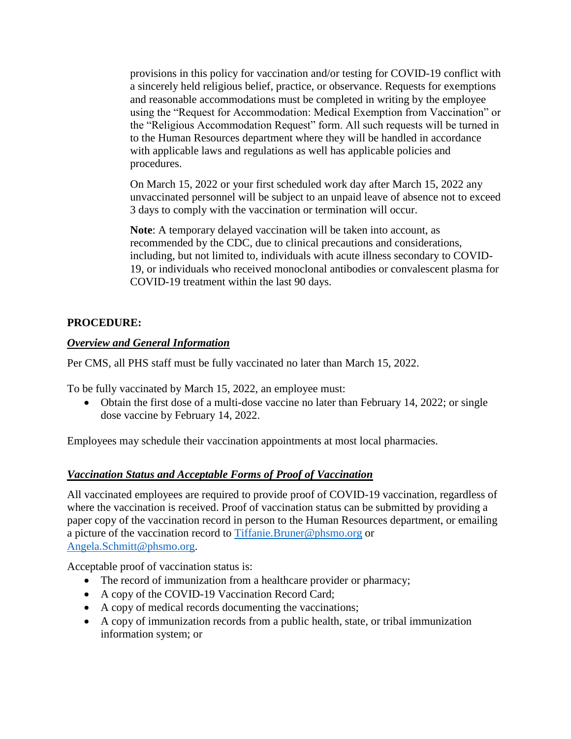provisions in this policy for vaccination and/or testing for COVID-19 conflict with a sincerely held religious belief, practice, or observance. Requests for exemptions and reasonable accommodations must be completed in writing by the employee using the "Request for Accommodation: Medical Exemption from Vaccination" or the "Religious Accommodation Request" form. All such requests will be turned in to the Human Resources department where they will be handled in accordance with applicable laws and regulations as well has applicable policies and procedures.

On March 15, 2022 or your first scheduled work day after March 15, 2022 any unvaccinated personnel will be subject to an unpaid leave of absence not to exceed 3 days to comply with the vaccination or termination will occur.

**Note**: A temporary delayed vaccination will be taken into account, as recommended by the CDC, due to clinical precautions and considerations, including, but not limited to, individuals with acute illness secondary to COVID-19, or individuals who received monoclonal antibodies or convalescent plasma for COVID-19 treatment within the last 90 days.

**PROCEDURE:**

***Overview and General Information***

Per CMS, all PHS staff must be fully vaccinated no later than March 15, 2022.

To be fully vaccinated by March 15, 2022, an employee must:

- Obtain the first dose of a multi-dose vaccine no later than February 14, 2022; or single dose vaccine by February 14, 2022.

Employees may schedule their vaccination appointments at most local pharmacies.

***Vaccination Status and Acceptable Forms of Proof of Vaccination***

All vaccinated employees are required to provide proof of COVID-19 vaccination, regardless of where the vaccination is received. Proof of vaccination status can be submitted by providing a paper copy of the vaccination record in person to the Human Resources department, or emailing a picture of the vaccination record to Tiffanie.Bruner@phsmo.org or Angela.Schmitt@phsmo.org.

Acceptable proof of vaccination status is:

- The record of immunization from a healthcare provider or pharmacy;
- A copy of the COVID-19 Vaccination Record Card;
- A copy of medical records documenting the vaccinations;
- A copy of immunization records from a public health, state, or tribal immunization information system; or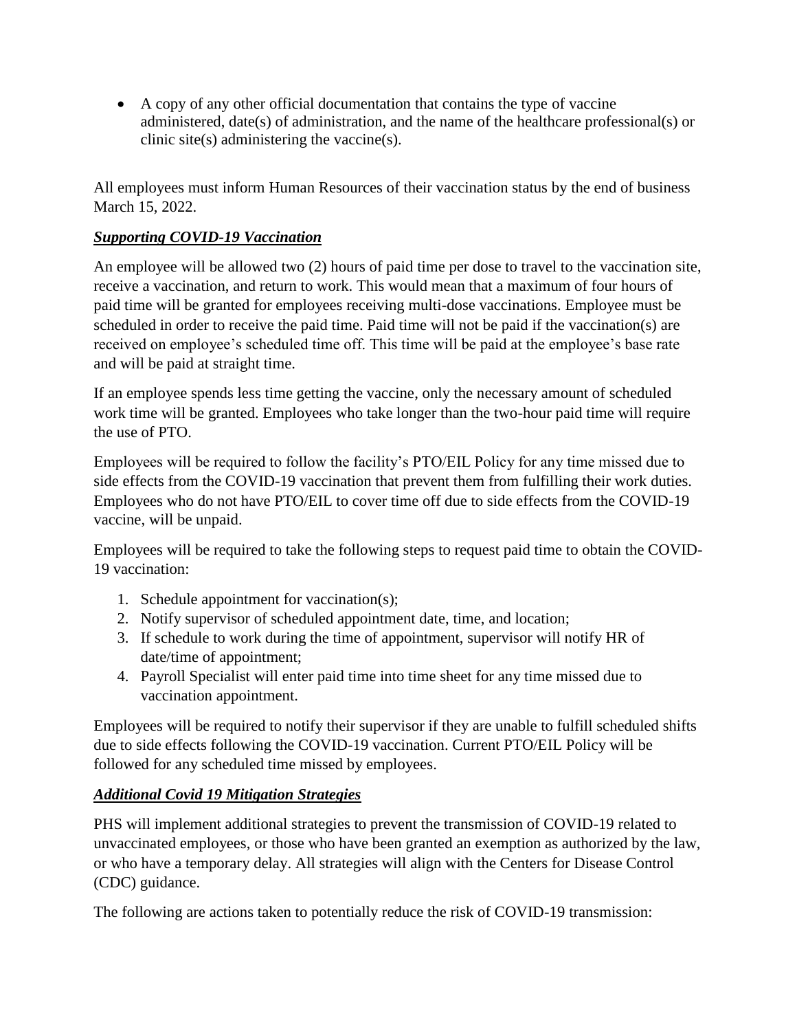- A copy of any other official documentation that contains the type of vaccine administered, date(s) of administration, and the name of the healthcare professional(s) or clinic site(s) administering the vaccine(s).

All employees must inform Human Resources of their vaccination status by the end of business March 15, 2022.

### ***Supporting COVID-19 Vaccination***

An employee will be allowed two (2) hours of paid time per dose to travel to the vaccination site, receive a vaccination, and return to work. This would mean that a maximum of four hours of paid time will be granted for employees receiving multi-dose vaccinations. Employee must be scheduled in order to receive the paid time. Paid time will not be paid if the vaccination(s) are received on employee's scheduled time off. This time will be paid at the employee's base rate and will be paid at straight time.

If an employee spends less time getting the vaccine, only the necessary amount of scheduled work time will be granted. Employees who take longer than the two-hour paid time will require the use of PTO.

Employees will be required to follow the facility's PTO/EIL Policy for any time missed due to side effects from the COVID-19 vaccination that prevent them from fulfilling their work duties. Employees who do not have PTO/EIL to cover time off due to side effects from the COVID-19 vaccine, will be unpaid.

Employees will be required to take the following steps to request paid time to obtain the COVID-19 vaccination:

1. Schedule appointment for vaccination(s);
2. Notify supervisor of scheduled appointment date, time, and location;
3. If schedule to work during the time of appointment, supervisor will notify HR of date/time of appointment;
4. Payroll Specialist will enter paid time into time sheet for any time missed due to vaccination appointment.

Employees will be required to notify their supervisor if they are unable to fulfill scheduled shifts due to side effects following the COVID-19 vaccination. Current PTO/EIL Policy will be followed for any scheduled time missed by employees.

### ***Additional Covid 19 Mitigation Strategies***

PHS will implement additional strategies to prevent the transmission of COVID-19 related to unvaccinated employees, or those who have been granted an exemption as authorized by the law, or who have a temporary delay. All strategies will align with the Centers for Disease Control (CDC) guidance.

The following are actions taken to potentially reduce the risk of COVID-19 transmission: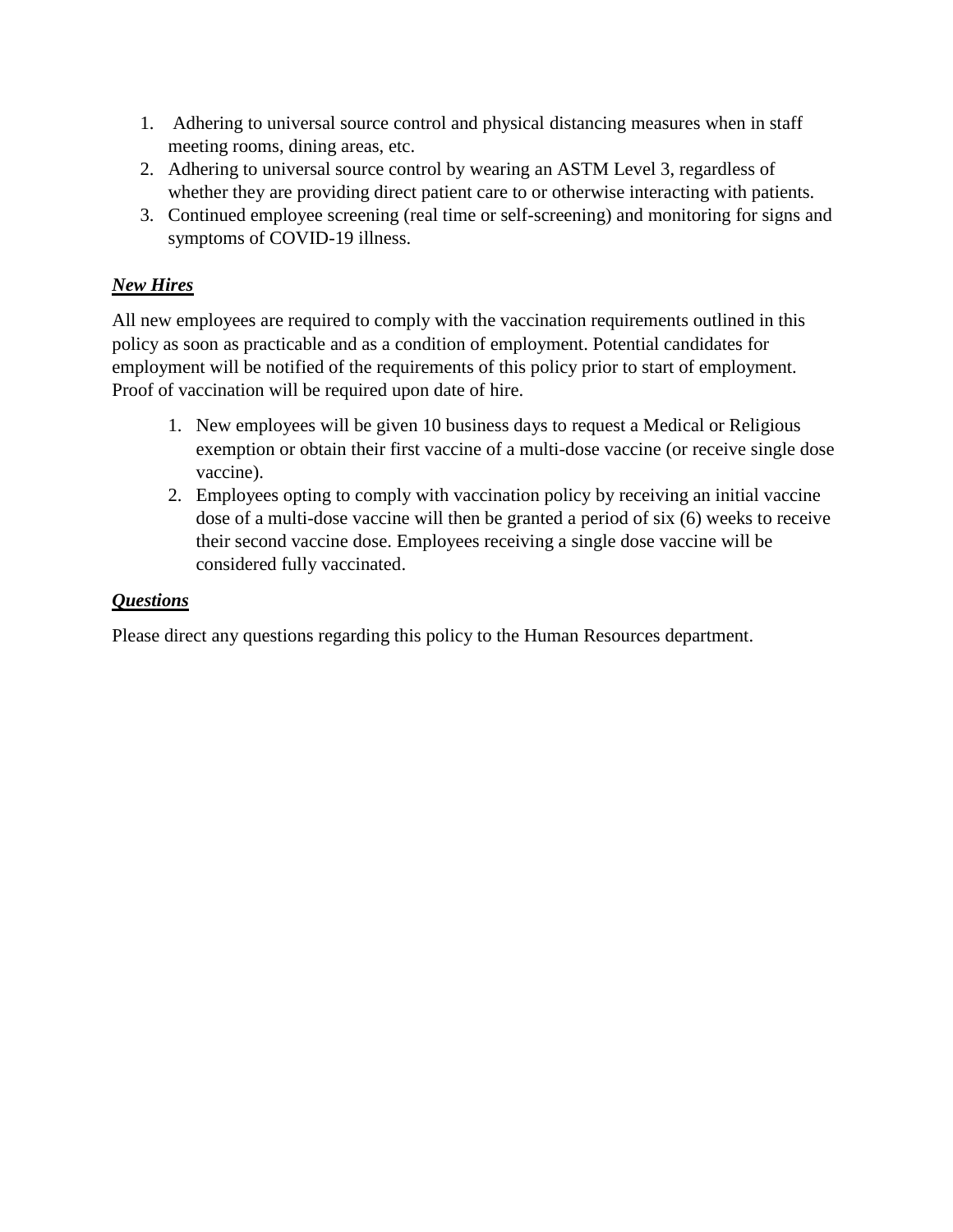1. Adhering to universal source control and physical distancing measures when in staff meeting rooms, dining areas, etc.
2. Adhering to universal source control by wearing an ASTM Level 3, regardless of whether they are providing direct patient care to or otherwise interacting with patients.
3. Continued employee screening (real time or self-screening) and monitoring for signs and symptoms of COVID-19 illness.

***New Hires***

All new employees are required to comply with the vaccination requirements outlined in this policy as soon as practicable and as a condition of employment. Potential candidates for employment will be notified of the requirements of this policy prior to start of employment. Proof of vaccination will be required upon date of hire.

1. New employees will be given 10 business days to request a Medical or Religious exemption or obtain their first vaccine of a multi-dose vaccine (or receive single dose vaccine).
2. Employees opting to comply with vaccination policy by receiving an initial vaccine dose of a multi-dose vaccine will then be granted a period of six (6) weeks to receive their second vaccine dose. Employees receiving a single dose vaccine will be considered fully vaccinated.

***Questions***

Please direct any questions regarding this policy to the Human Resources department.